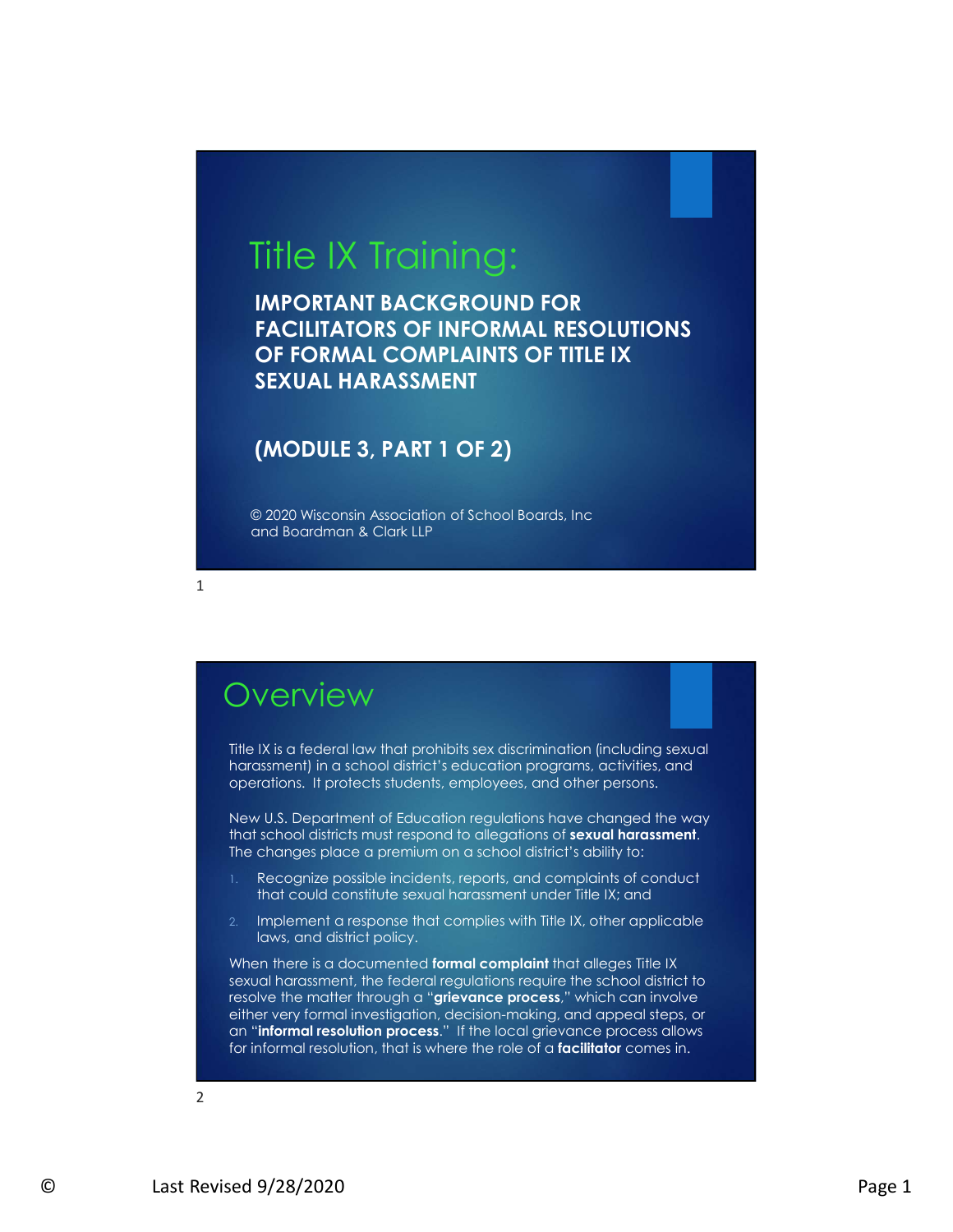# Title IX Training:

**IMPORTANT BACKGROUND FOR FACILITATORS OF INFORMAL RESOLUTIONS OF FORMAL COMPLAINTS OF TITLE IX SEXUAL HARASSMENT**

**(MODULE 3, PART 1 OF 2)**

© 2020 Wisconsin Association of School Boards, Inc and Boardman & Clark LLP

## Overview

Title IX is a federal law that prohibits sex discrimination (including sexual harassment) in a school district's education programs, activities, and operations. It protects students, employees, and other persons.

New U.S. Department of Education regulations have changed the way that school districts must respond to allegations of **sexual harassment**. The changes place a premium on a school district's ability to:

1. Recognize possible incidents, reports, and complaints of conduct that could constitute sexual harassment under Title IX; and
2. Implement a response that complies with Title IX, other applicable laws, and district policy.

When there is a documented **formal complaint** that alleges Title IX sexual harassment, the federal regulations require the school district to resolve the matter through a "**grievance process**," which can involve either very formal investigation, decision-making, and appeal steps, or an "**informal resolution process**." If the local grievance process allows for informal resolution, that is where the role of a **facilitator** comes in.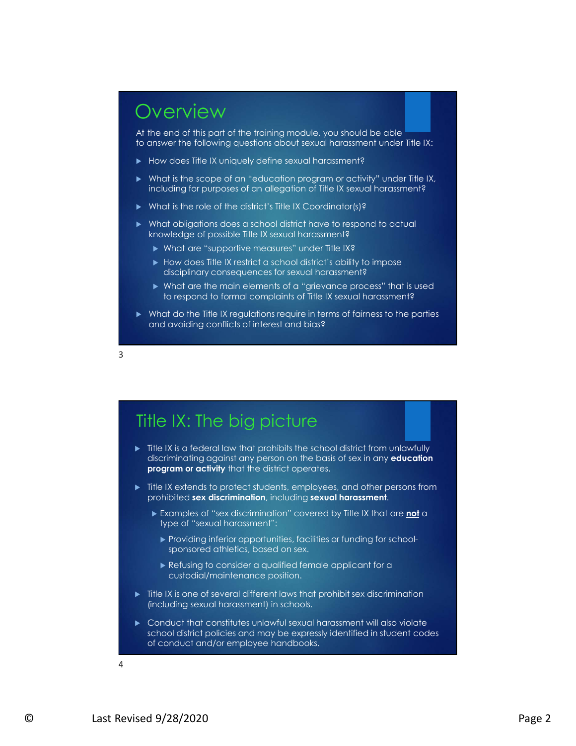## Overview

At the end of this part of the training module, you should be able to answer the following questions about sexual harassment under Title IX:

- How does Title IX uniquely define sexual harassment?
- What is the scope of an "education program or activity" under Title IX, including for purposes of an allegation of Title IX sexual harassment?
- What is the role of the district's Title IX Coordinator(s)?
- What obligations does a school district have to respond to actual knowledge of possible Title IX sexual harassment?
  - What are "supportive measures" under Title IX?
  - How does Title IX restrict a school district's ability to impose disciplinary consequences for sexual harassment?
  - What are the main elements of a "grievance process" that is used to respond to formal complaints of Title IX sexual harassment?
- What do the Title IX regulations require in terms of fairness to the parties and avoiding conflicts of interest and bias?

## Title IX: The big picture

- Title IX is a federal law that prohibits the school district from unlawfully discriminating against any person on the basis of sex in any **education program or activity** that the district operates.
- Title IX extends to protect students, employees, and other persons from prohibited **sex discrimination**, including **sexual harassment**.
  - Examples of "sex discrimination" covered by Title IX that are **not** a type of "sexual harassment":
    - Providing inferior opportunities, facilities or funding for school-sponsored athletics, based on sex.
    - Refusing to consider a qualified female applicant for a custodial/maintenance position.
- Title IX is one of several different laws that prohibit sex discrimination (including sexual harassment) in schools.
- Conduct that constitutes unlawful sexual harassment will also violate school district policies and may be expressly identified in student codes of conduct and/or employee handbooks.

© Last Revised 9/28/2020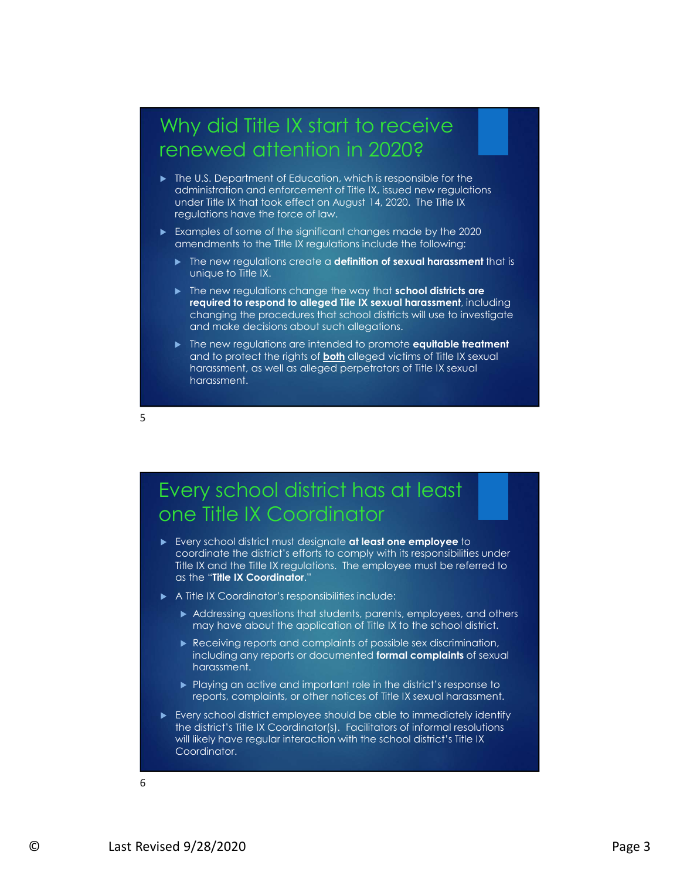## Why did Title IX start to receive renewed attention in 2020?

- The U.S. Department of Education, which is responsible for the administration and enforcement of Title IX, issued new regulations under Title IX that took effect on August 14, 2020. The Title IX regulations have the force of law.
- Examples of some of the significant changes made by the 2020 amendments to the Title IX regulations include the following:
  - The new regulations create a **definition of sexual harassment** that is unique to Title IX.
  - The new regulations change the way that **school districts are required to respond to alleged Tile IX sexual harassment**, including changing the procedures that school districts will use to investigate and make decisions about such allegations.
  - The new regulations are intended to promote **equitable treatment** and to protect the rights of **both** alleged victims of Title IX sexual harassment, as well as alleged perpetrators of Title IX sexual harassment.

5

## Every school district has at least one Title IX Coordinator

- Every school district must designate **at least one employee** to coordinate the district's efforts to comply with its responsibilities under Title IX and the Title IX regulations. The employee must be referred to as the "**Title IX Coordinator**."
- A Title IX Coordinator's responsibilities include:
  - Addressing questions that students, parents, employees, and others may have about the application of Title IX to the school district.
  - Receiving reports and complaints of possible sex discrimination, including any reports or documented **formal complaints** of sexual harassment.
  - Playing an active and important role in the district's response to reports, complaints, or other notices of Title IX sexual harassment.
- Every school district employee should be able to immediately identify the district's Title IX Coordinator(s). Facilitators of informal resolutions will likely have regular interaction with the school district's Title IX Coordinator.

6

© Last Revised 9/28/2020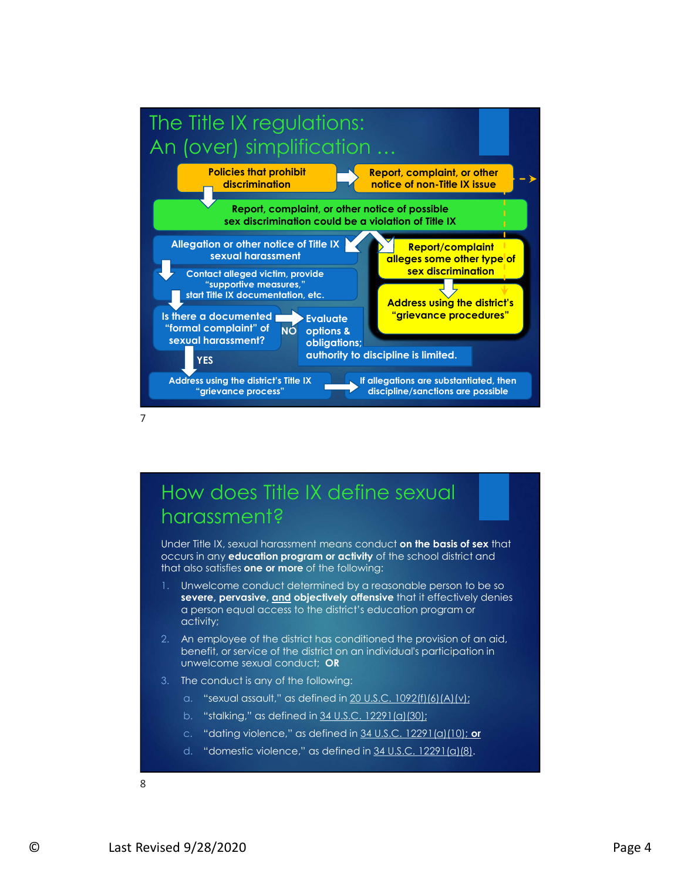## The Title IX regulations: An (over) simplification …

- Policies that prohibit discrimination
- Report, complaint, or other notice of non-Title IX issue
- Report, complaint, or other notice of possible sex discrimination could be a violation of Title IX
- Allegation or other notice of Title IX sexual harassment
- Contact alleged victim, provide "supportive measures," start Title IX documentation, etc.
- Is there a documented "formal complaint" of sexual harassment?
  - NO: Evaluate options & obligations; authority to discipline is limited.
  - YES: Address using the district's Title IX "grievance process"
- If allegations are substantiated, then discipline/sanctions are possible
- Report/complaint alleges some other type of sex discrimination
- Address using the district's "grievance procedures"

7

## How does Title IX define sexual harassment?

Under Title IX, sexual harassment means conduct **on the basis of sex** that occurs in any **education program or activity** of the school district and that also satisfies **one or more** of the following:

1. Unwelcome conduct determined by a reasonable person to be so **severe, pervasive, and objectively offensive** that it effectively denies a person equal access to the district's education program or activity;
2. An employee of the district has conditioned the provision of an aid, benefit, or service of the district on an individual's participation in unwelcome sexual conduct; **OR**
3. The conduct is any of the following:
   a. "sexual assault," as defined in 20 U.S.C. 1092(f)(6)(A)(v);
   b. "stalking," as defined in 34 U.S.C. 12291(a)(30);
   c. "dating violence," as defined in 34 U.S.C. 12291(a)(10); **or**
   d. "domestic violence," as defined in 34 U.S.C. 12291(a)(8).

8

© Last Revised 9/28/2020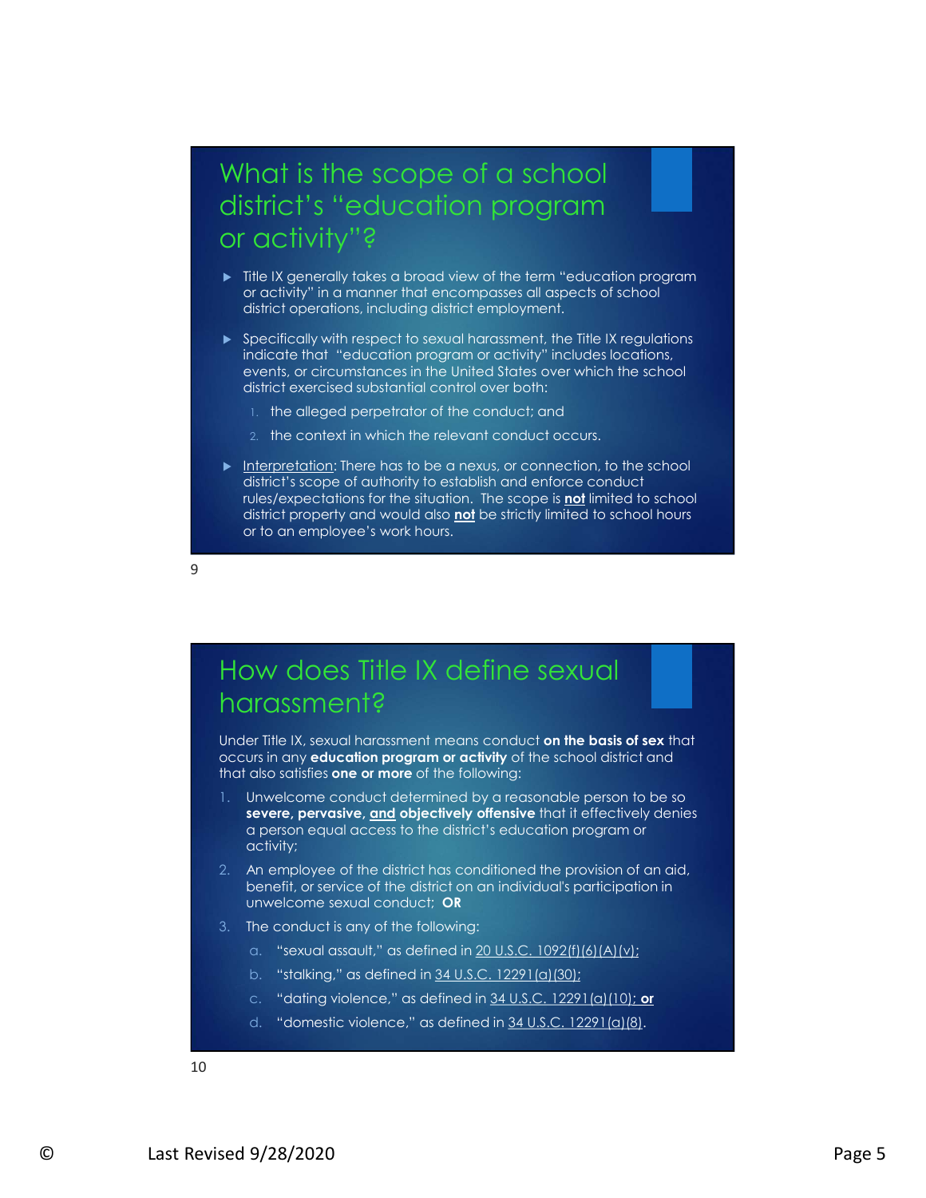## What is the scope of a school district's "education program or activity"?

- Title IX generally takes a broad view of the term "education program or activity" in a manner that encompasses all aspects of school district operations, including district employment.
- Specifically with respect to sexual harassment, the Title IX regulations indicate that "education program or activity" includes locations, events, or circumstances in the United States over which the school district exercised substantial control over both:
  1. the alleged perpetrator of the conduct; and
  2. the context in which the relevant conduct occurs.
- Interpretation: There has to be a nexus, or connection, to the school district's scope of authority to establish and enforce conduct rules/expectations for the situation. The scope is **not** limited to school district property and would also **not** be strictly limited to school hours or to an employee's work hours.

## How does Title IX define sexual harassment?

Under Title IX, sexual harassment means conduct **on the basis of sex** that occurs in any **education program or activity** of the school district and that also satisfies **one or more** of the following:

1. Unwelcome conduct determined by a reasonable person to be so **severe, pervasive, and objectively offensive** that it effectively denies a person equal access to the district's education program or activity;
2. An employee of the district has conditioned the provision of an aid, benefit, or service of the district on an individual's participation in unwelcome sexual conduct; **OR**
3. The conduct is any of the following:
   a. "sexual assault," as defined in 20 U.S.C. 1092(f)(6)(A)(v);
   b. "stalking," as defined in 34 U.S.C. 12291(a)(30);
   c. "dating violence," as defined in 34 U.S.C. 12291(a)(10); **or**
   d. "domestic violence," as defined in 34 U.S.C. 12291(a)(8).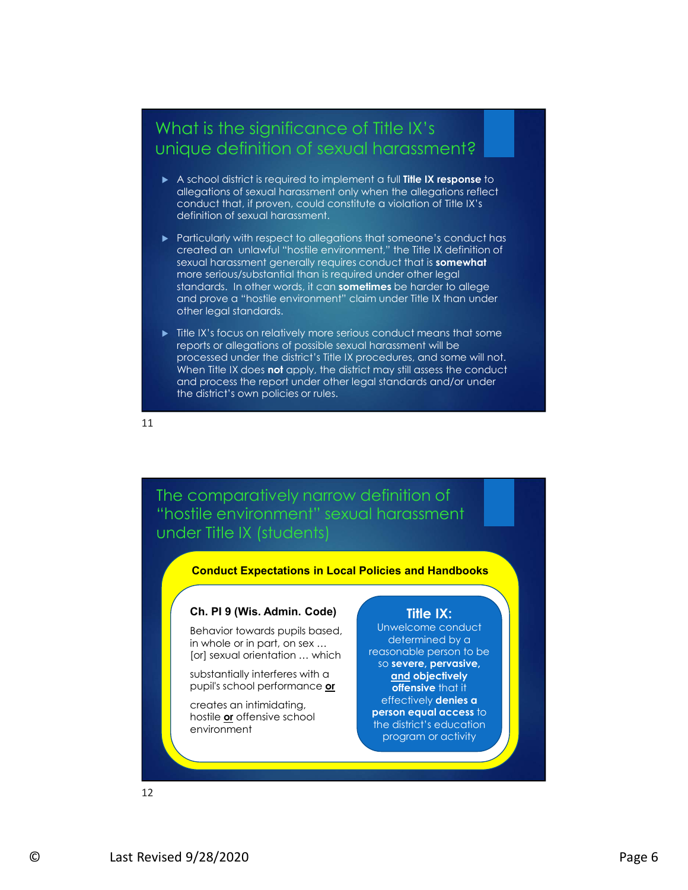## What is the significance of Title IX's unique definition of sexual harassment?

- A school district is required to implement a full **Title IX response** to allegations of sexual harassment only when the allegations reflect conduct that, if proven, could constitute a violation of Title IX's definition of sexual harassment.
- Particularly with respect to allegations that someone's conduct has created an unlawful "hostile environment," the Title IX definition of sexual harassment generally requires conduct that is **somewhat** more serious/substantial than is required under other legal standards. In other words, it can **sometimes** be harder to allege and prove a "hostile environment" claim under Title IX than under other legal standards.
- Title IX's focus on relatively more serious conduct means that some reports or allegations of possible sexual harassment will be processed under the district's Title IX procedures, and some will not. When Title IX does **not** apply, the district may still assess the conduct and process the report under other legal standards and/or under the district's own policies or rules.

## The comparatively narrow definition of "hostile environment" sexual harassment under Title IX (students)

**Conduct Expectations in Local Policies and Handbooks**

**Ch. PI 9 (Wis. Admin. Code)**

Behavior towards pupils based, in whole or in part, on sex … [or] sexual orientation … which

substantially interferes with a pupil's school performance **or**

creates an intimidating, hostile **or** offensive school environment

**Title IX:**

Unwelcome conduct determined by a reasonable person to be so **severe, pervasive, and objectively offensive** that it effectively **denies a person equal access** to the district's education program or activity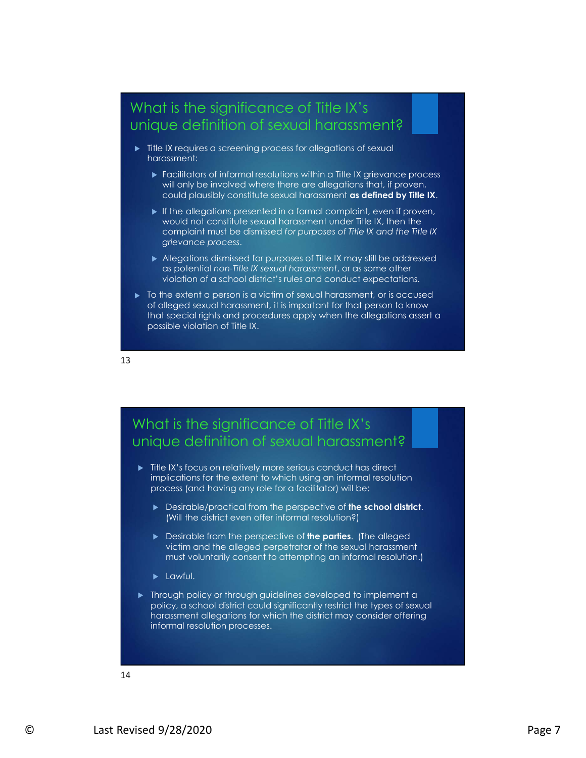## What is the significance of Title IX's unique definition of sexual harassment?

- Title IX requires a screening process for allegations of sexual harassment:
  - Facilitators of informal resolutions within a Title IX grievance process will only be involved where there are allegations that, if proven, could plausibly constitute sexual harassment **as defined by Title IX**.
  - If the allegations presented in a formal complaint, even if proven, would not constitute sexual harassment under Title IX, then the complaint must be dismissed *for purposes of Title IX and the Title IX grievance process*.
  - Allegations dismissed for purposes of Title IX may still be addressed as potential *non-Title IX sexual harassment*, or as some other violation of a school district's rules and conduct expectations.
- To the extent a person is a victim of sexual harassment, or is accused of alleged sexual harassment, it is important for that person to know that special rights and procedures apply when the allegations assert a possible violation of Title IX.

13

## What is the significance of Title IX's unique definition of sexual harassment?

- Title IX's focus on relatively more serious conduct has direct implications for the extent to which using an informal resolution process (and having any role for a facilitator) will be:
  - Desirable/practical from the perspective of **the school district**. (Will the district even offer informal resolution?)
  - Desirable from the perspective of **the parties**. (The alleged victim and the alleged perpetrator of the sexual harassment must voluntarily consent to attempting an informal resolution.)
  - Lawful.
- Through policy or through guidelines developed to implement a policy, a school district could significantly restrict the types of sexual harassment allegations for which the district may consider offering informal resolution processes.

14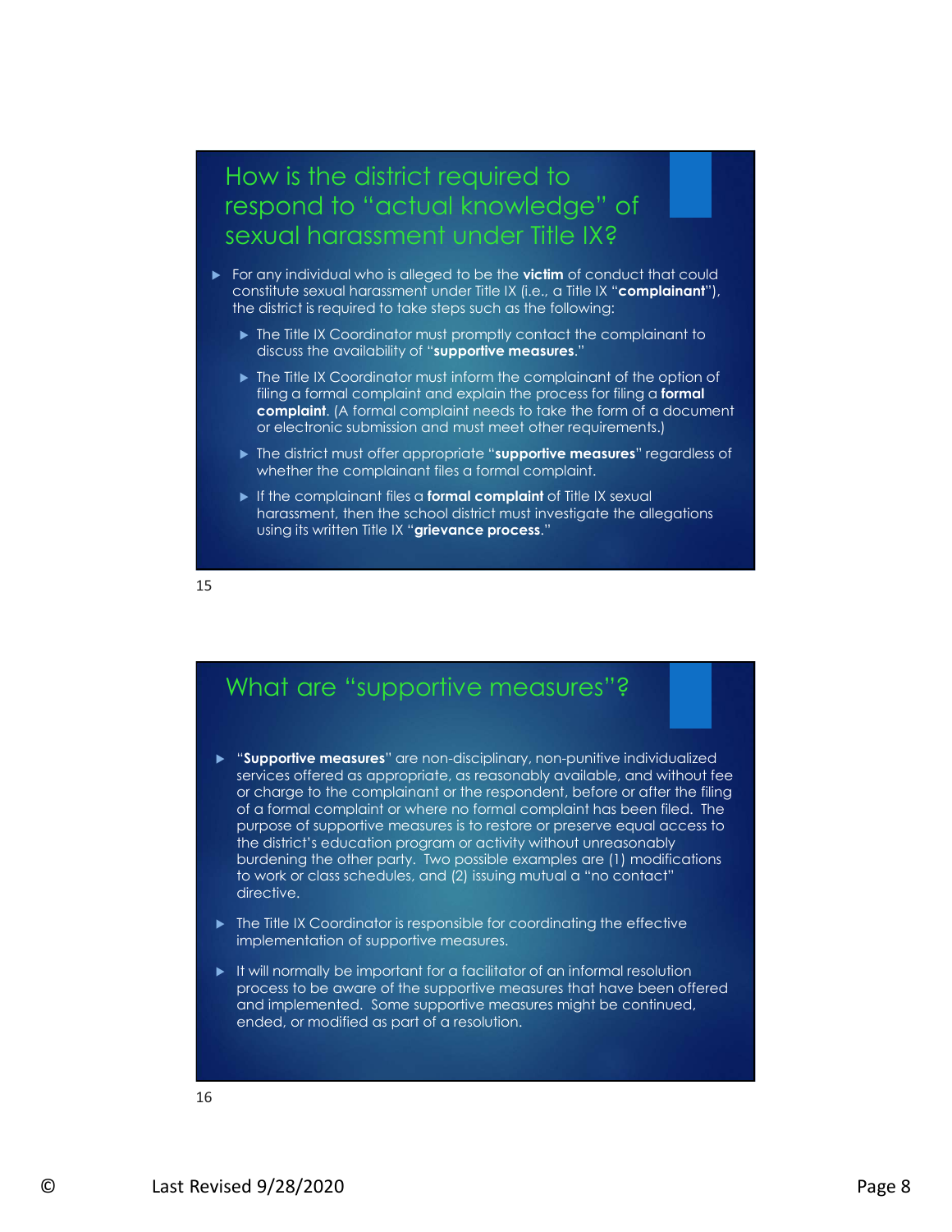## How is the district required to respond to "actual knowledge" of sexual harassment under Title IX?

- For any individual who is alleged to be the **victim** of conduct that could constitute sexual harassment under Title IX (i.e., a Title IX "**complainant**"), the district is required to take steps such as the following:
  - The Title IX Coordinator must promptly contact the complainant to discuss the availability of "**supportive measures**."
  - The Title IX Coordinator must inform the complainant of the option of filing a formal complaint and explain the process for filing a **formal complaint**. (A formal complaint needs to take the form of a document or electronic submission and must meet other requirements.)
  - The district must offer appropriate "**supportive measures**" regardless of whether the complainant files a formal complaint.
  - If the complainant files a **formal complaint** of Title IX sexual harassment, then the school district must investigate the allegations using its written Title IX "**grievance process**."

15

## What are "supportive measures"?

- "**Supportive measures**" are non-disciplinary, non-punitive individualized services offered as appropriate, as reasonably available, and without fee or charge to the complainant or the respondent, before or after the filing of a formal complaint or where no formal complaint has been filed. The purpose of supportive measures is to restore or preserve equal access to the district's education program or activity without unreasonably burdening the other party. Two possible examples are (1) modifications to work or class schedules, and (2) issuing mutual a "no contact" directive.
- The Title IX Coordinator is responsible for coordinating the effective implementation of supportive measures.
- It will normally be important for a facilitator of an informal resolution process to be aware of the supportive measures that have been offered and implemented. Some supportive measures might be continued, ended, or modified as part of a resolution.

16

© Last Revised 9/28/2020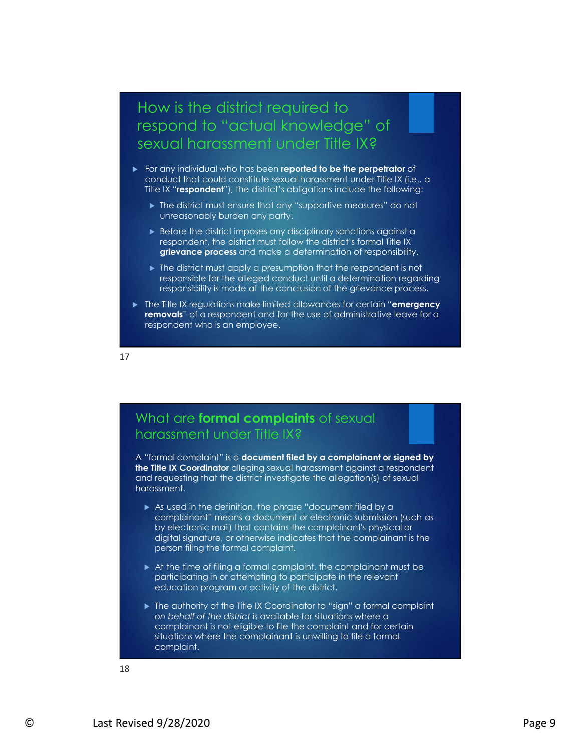## How is the district required to respond to "actual knowledge" of sexual harassment under Title IX?

- For any individual who has been **reported to be the perpetrator** of conduct that could constitute sexual harassment under Title IX (i.e., a Title IX "**respondent**"), the district's obligations include the following:
  - The district must ensure that any "supportive measures" do not unreasonably burden any party.
  - Before the district imposes any disciplinary sanctions against a respondent, the district must follow the district's formal Title IX **grievance process** and make a determination of responsibility.
  - The district must apply a presumption that the respondent is not responsible for the alleged conduct until a determination regarding responsibility is made at the conclusion of the grievance process.
- The Title IX regulations make limited allowances for certain "**emergency removals**" of a respondent and for the use of administrative leave for a respondent who is an employee.

17

## What are **formal complaints** of sexual harassment under Title IX?

A "formal complaint" is a **document filed by a complainant or signed by the Title IX Coordinator** alleging sexual harassment against a respondent and requesting that the district investigate the allegation(s) of sexual harassment.

- As used in the definition, the phrase "document filed by a complainant" means a document or electronic submission (such as by electronic mail) that contains the complainant's physical or digital signature, or otherwise indicates that the complainant is the person filing the formal complaint.
- At the time of filing a formal complaint, the complainant must be participating in or attempting to participate in the relevant education program or activity of the district.
- The authority of the Title IX Coordinator to "sign" a formal complaint *on behalf of the district* is available for situations where a complainant is not eligible to file the complaint and for certain situations where the complainant is unwilling to file a formal complaint.

18

© Last Revised 9/28/2020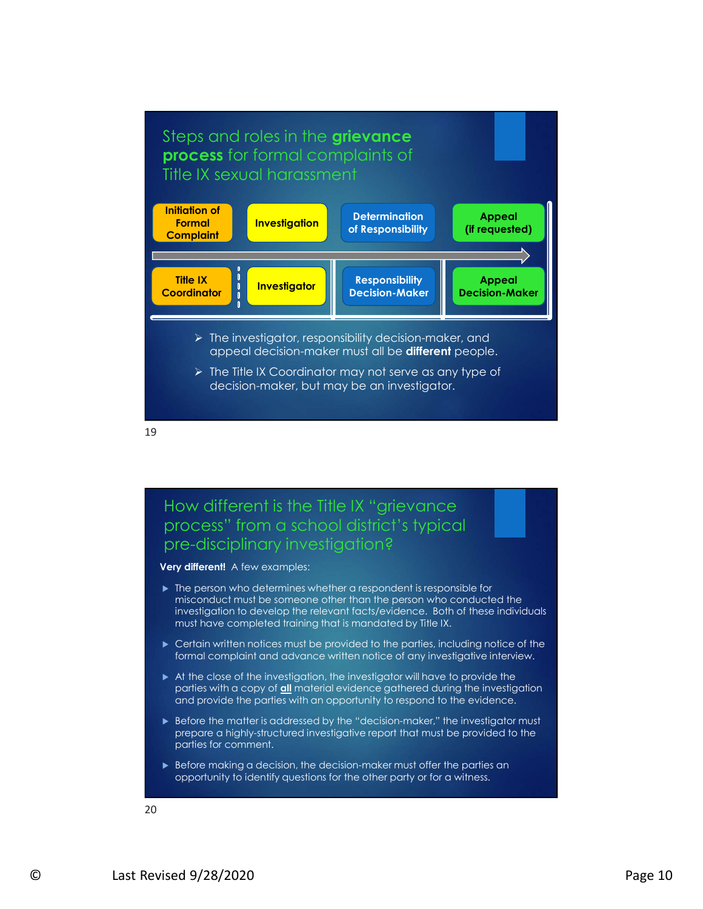## Steps and roles in the **grievance process** for formal complaints of Title IX sexual harassment

| Initiation of Formal Complaint | Investigation | Determination of Responsibility | Appeal (if requested) |
| --- | --- | --- | --- |
| Title IX Coordinator | Investigator | Responsibility Decision-Maker | Appeal Decision-Maker |

- The investigator, responsibility decision-maker, and appeal decision-maker must all be **different** people.
- The Title IX Coordinator may not serve as any type of decision-maker, but may be an investigator.

## How different is the Title IX "grievance process" from a school district's typical pre-disciplinary investigation?

**Very different!** A few examples:

- The person who determines whether a respondent is responsible for misconduct must be someone other than the person who conducted the investigation to develop the relevant facts/evidence. Both of these individuals must have completed training that is mandated by Title IX.
- Certain written notices must be provided to the parties, including notice of the formal complaint and advance written notice of any investigative interview.
- At the close of the investigation, the investigator will have to provide the parties with a copy of **all** material evidence gathered during the investigation and provide the parties with an opportunity to respond to the evidence.
- Before the matter is addressed by the "decision-maker," the investigator must prepare a highly-structured investigative report that must be provided to the parties for comment.
- Before making a decision, the decision-maker must offer the parties an opportunity to identify questions for the other party or for a witness.

© Last Revised 9/28/2020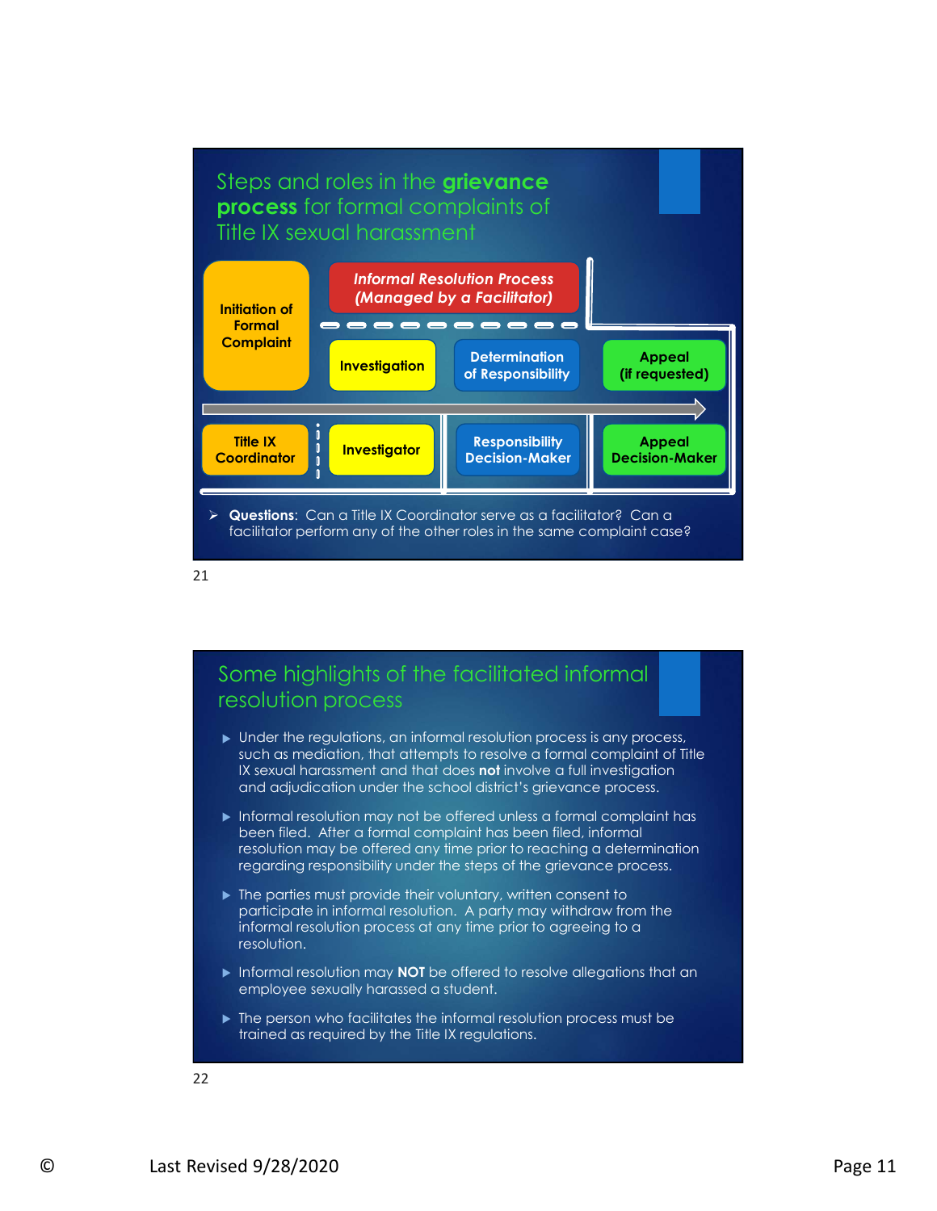## Steps and roles in the **grievance process** for formal complaints of Title IX sexual harassment

| Initiation of Formal Complaint | *Informal Resolution Process (Managed by a Facilitator)* | | |
|---|---|---|---|
| | Investigation | Determination of Responsibility | Appeal (if requested) |
| Title IX Coordinator | Investigator | Responsibility Decision-Maker | Appeal Decision-Maker |

- **Questions**: Can a Title IX Coordinator serve as a facilitator? Can a facilitator perform any of the other roles in the same complaint case?

21

## Some highlights of the facilitated informal resolution process

- Under the regulations, an informal resolution process is any process, such as mediation, that attempts to resolve a formal complaint of Title IX sexual harassment and that does **not** involve a full investigation and adjudication under the school district's grievance process.
- Informal resolution may not be offered unless a formal complaint has been filed. After a formal complaint has been filed, informal resolution may be offered any time prior to reaching a determination regarding responsibility under the steps of the grievance process.
- The parties must provide their voluntary, written consent to participate in informal resolution. A party may withdraw from the informal resolution process at any time prior to agreeing to a resolution.
- Informal resolution may **NOT** be offered to resolve allegations that an employee sexually harassed a student.
- The person who facilitates the informal resolution process must be trained as required by the Title IX regulations.

22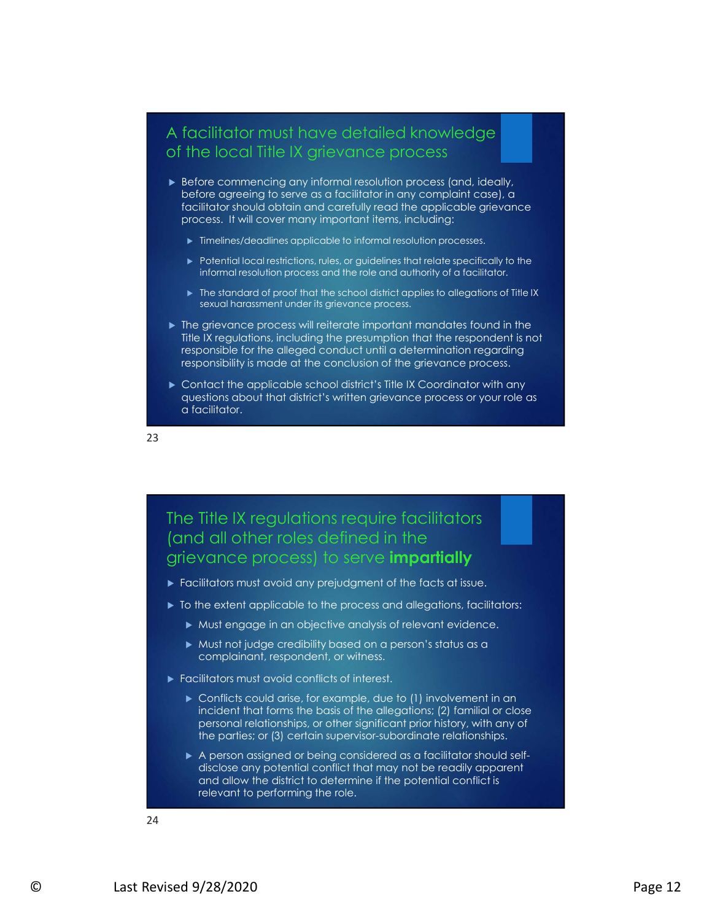## A facilitator must have detailed knowledge of the local Title IX grievance process

- Before commencing any informal resolution process (and, ideally, before agreeing to serve as a facilitator in any complaint case), a facilitator should obtain and carefully read the applicable grievance process. It will cover many important items, including:
  - Timelines/deadlines applicable to informal resolution processes.
  - Potential local restrictions, rules, or guidelines that relate specifically to the informal resolution process and the role and authority of a facilitator.
  - The standard of proof that the school district applies to allegations of Title IX sexual harassment under its grievance process.
- The grievance process will reiterate important mandates found in the Title IX regulations, including the presumption that the respondent is not responsible for the alleged conduct until a determination regarding responsibility is made at the conclusion of the grievance process.
- Contact the applicable school district's Title IX Coordinator with any questions about that district's written grievance process or your role as a facilitator.

23

## The Title IX regulations require facilitators (and all other roles defined in the grievance process) to serve **impartially**

- Facilitators must avoid any prejudgment of the facts at issue.
- To the extent applicable to the process and allegations, facilitators:
  - Must engage in an objective analysis of relevant evidence.
  - Must not judge credibility based on a person's status as a complainant, respondent, or witness.
- Facilitators must avoid conflicts of interest.
  - Conflicts could arise, for example, due to (1) involvement in an incident that forms the basis of the allegations; (2) familial or close personal relationships, or other significant prior history, with any of the parties; or (3) certain supervisor-subordinate relationships.
  - A person assigned or being considered as a facilitator should self-disclose any potential conflict that may not be readily apparent and allow the district to determine if the potential conflict is relevant to performing the role.

24

© Last Revised 9/28/2020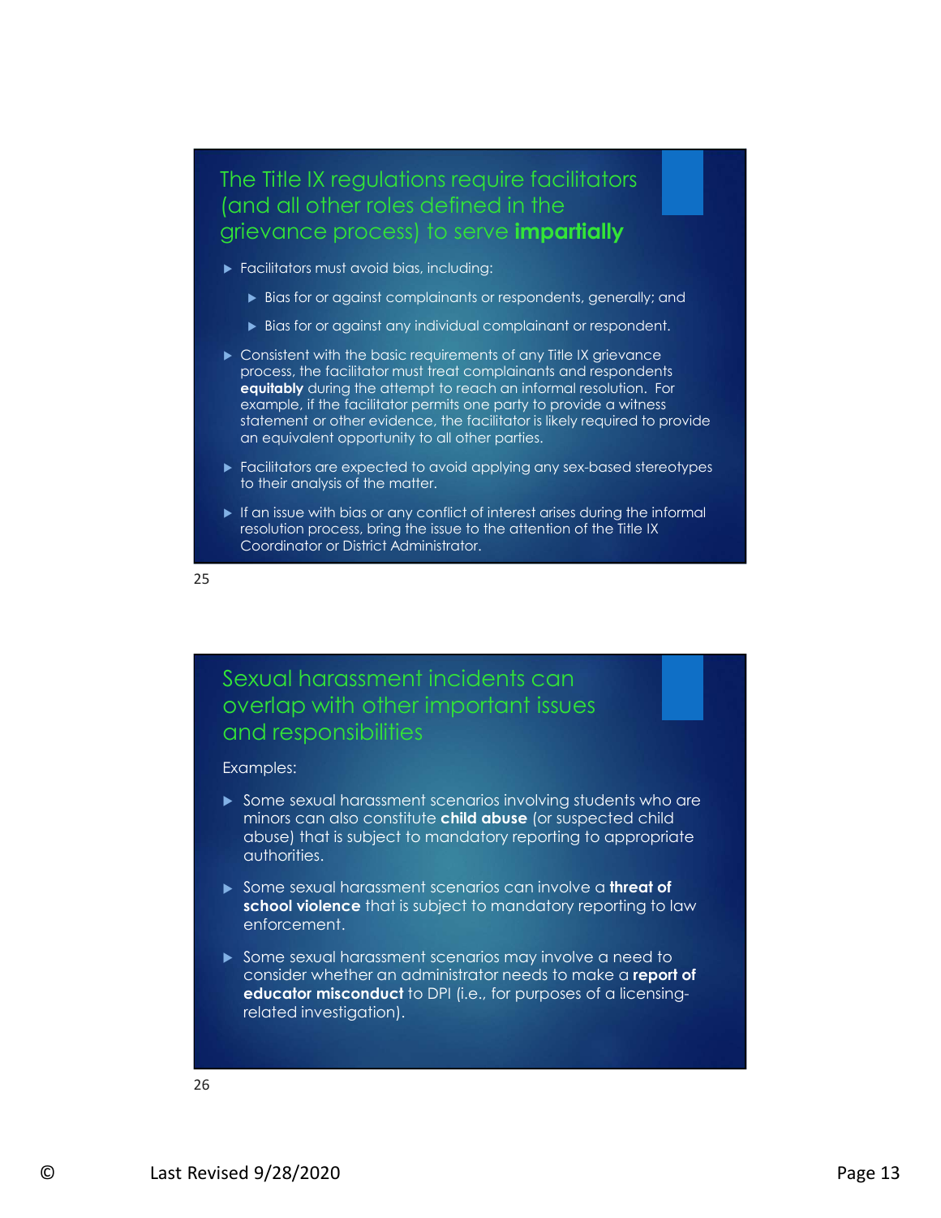## The Title IX regulations require facilitators (and all other roles defined in the grievance process) to serve **impartially**

- Facilitators must avoid bias, including:
  - Bias for or against complainants or respondents, generally; and
  - Bias for or against any individual complainant or respondent.
- Consistent with the basic requirements of any Title IX grievance process, the facilitator must treat complainants and respondents **equitably** during the attempt to reach an informal resolution. For example, if the facilitator permits one party to provide a witness statement or other evidence, the facilitator is likely required to provide an equivalent opportunity to all other parties.
- Facilitators are expected to avoid applying any sex-based stereotypes to their analysis of the matter.
- If an issue with bias or any conflict of interest arises during the informal resolution process, bring the issue to the attention of the Title IX Coordinator or District Administrator.

25

## Sexual harassment incidents can overlap with other important issues and responsibilities

Examples:

- Some sexual harassment scenarios involving students who are minors can also constitute **child abuse** (or suspected child abuse) that is subject to mandatory reporting to appropriate authorities.
- Some sexual harassment scenarios can involve a **threat of school violence** that is subject to mandatory reporting to law enforcement.
- Some sexual harassment scenarios may involve a need to consider whether an administrator needs to make a **report of educator misconduct** to DPI (i.e., for purposes of a licensing-related investigation).

26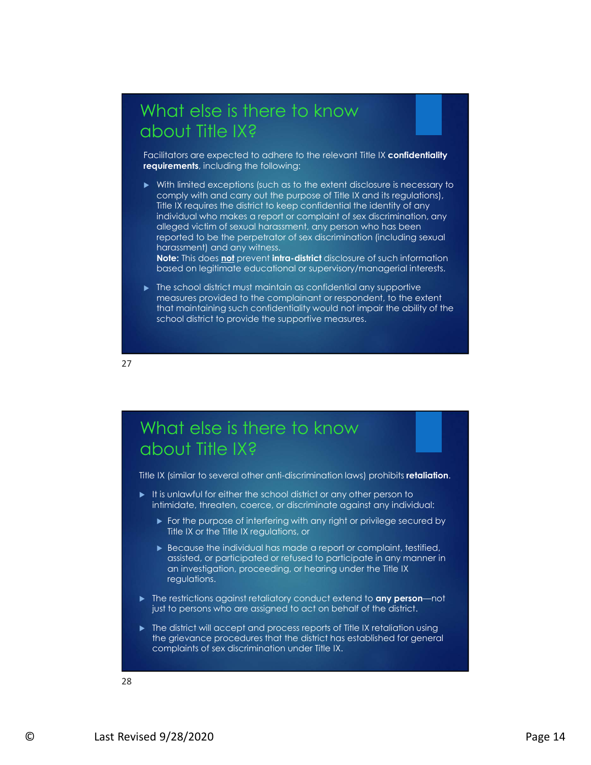## What else is there to know about Title IX?

Facilitators are expected to adhere to the relevant Title IX **confidentiality requirements**, including the following:

- With limited exceptions (such as to the extent disclosure is necessary to comply with and carry out the purpose of Title IX and its regulations), Title IX requires the district to keep confidential the identity of any individual who makes a report or complaint of sex discrimination, any alleged victim of sexual harassment, any person who has been reported to be the perpetrator of sex discrimination (including sexual harassment) and any witness.
  **Note:** This does **<u>not</u>** prevent **intra-district** disclosure of such information based on legitimate educational or supervisory/managerial interests.
- The school district must maintain as confidential any supportive measures provided to the complainant or respondent, to the extent that maintaining such confidentiality would not impair the ability of the school district to provide the supportive measures.

27

## What else is there to know about Title IX?

Title IX (similar to several other anti-discrimination laws) prohibits **retaliation**.

- It is unlawful for either the school district or any other person to intimidate, threaten, coerce, or discriminate against any individual:
  - For the purpose of interfering with any right or privilege secured by Title IX or the Title IX regulations, or
  - Because the individual has made a report or complaint, testified, assisted, or participated or refused to participate in any manner in an investigation, proceeding, or hearing under the Title IX regulations.
- The restrictions against retaliatory conduct extend to **any person**—not just to persons who are assigned to act on behalf of the district.
- The district will accept and process reports of Title IX retaliation using the grievance procedures that the district has established for general complaints of sex discrimination under Title IX.

28

©　　Last Revised 9/28/2020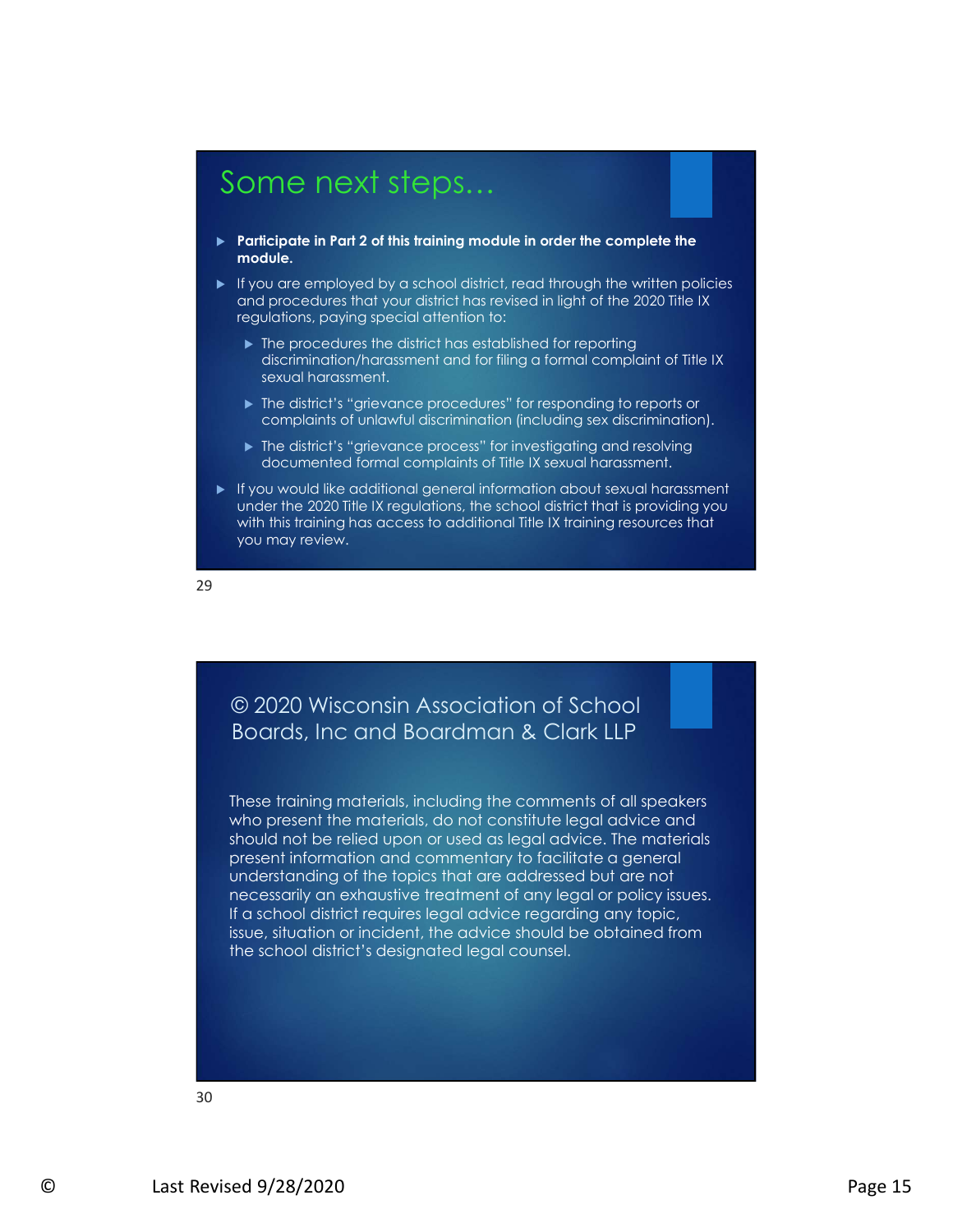## Some next steps...

- **Participate in Part 2 of this training module in order the complete the module.**
- If you are employed by a school district, read through the written policies and procedures that your district has revised in light of the 2020 Title IX regulations, paying special attention to:
  - The procedures the district has established for reporting discrimination/harassment and for filing a formal complaint of Title IX sexual harassment.
  - The district's "grievance procedures" for responding to reports or complaints of unlawful discrimination (including sex discrimination).
  - The district's "grievance process" for investigating and resolving documented formal complaints of Title IX sexual harassment.
- If you would like additional general information about sexual harassment under the 2020 Title IX regulations, the school district that is providing you with this training has access to additional Title IX training resources that you may review.

29

## © 2020 Wisconsin Association of School Boards, Inc and Boardman & Clark LLP

These training materials, including the comments of all speakers who present the materials, do not constitute legal advice and should not be relied upon or used as legal advice. The materials present information and commentary to facilitate a general understanding of the topics that are addressed but are not necessarily an exhaustive treatment of any legal or policy issues. If a school district requires legal advice regarding any topic, issue, situation or incident, the advice should be obtained from the school district's designated legal counsel.

30